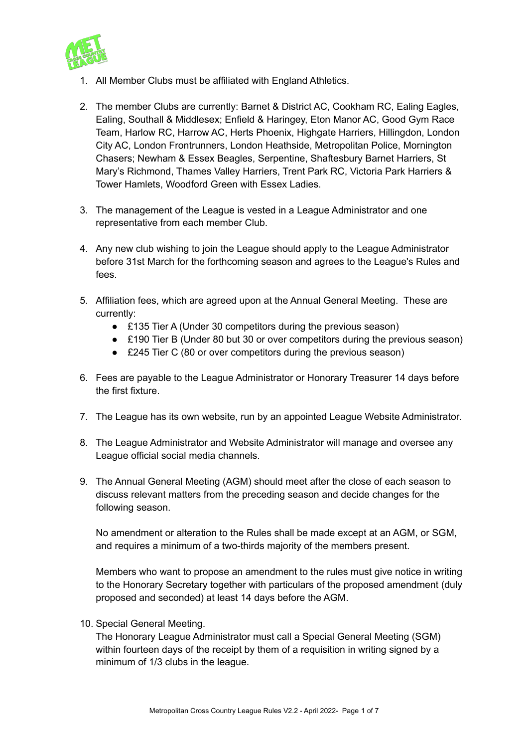1. All Member Clubs must be affiliated with England Athletics.

2. The member Clubs are currently: Barnet & District AC, Cookham RC, Ealing Eagles, Ealing, Southall & Middlesex; Enfield & Haringey, Eton Manor AC, Good Gym Race Team, Harlow RC, Harrow AC, Herts Phoenix, Highgate Harriers, Hillingdon, London City AC, London Frontrunners, London Heathside, Metropolitan Police, Mornington Chasers; Newham & Essex Beagles, Serpentine, Shaftesbury Barnet Harriers, St Mary's Richmond, Thames Valley Harriers, Trent Park RC, Victoria Park Harriers & Tower Hamlets, Woodford Green with Essex Ladies.

3. The management of the League is vested in a League Administrator and one representative from each member Club.

4. Any new club wishing to join the League should apply to the League Administrator before 31st March for the forthcoming season and agrees to the League's Rules and fees.

5. Affiliation fees, which are agreed upon at the Annual General Meeting. These are currently:
   - £135 Tier A (Under 30 competitors during the previous season)
   - £190 Tier B (Under 80 but 30 or over competitors during the previous season)
   - £245 Tier C (80 or over competitors during the previous season)

6. Fees are payable to the League Administrator or Honorary Treasurer 14 days before the first fixture.

7. The League has its own website, run by an appointed League Website Administrator.

8. The League Administrator and Website Administrator will manage and oversee any League official social media channels.

9. The Annual General Meeting (AGM) should meet after the close of each season to discuss relevant matters from the preceding season and decide changes for the following season.

   No amendment or alteration to the Rules shall be made except at an AGM, or SGM, and requires a minimum of a two-thirds majority of the members present.

   Members who want to propose an amendment to the rules must give notice in writing to the Honorary Secretary together with particulars of the proposed amendment (duly proposed and seconded) at least 14 days before the AGM.

10. Special General Meeting.
    The Honorary League Administrator must call a Special General Meeting (SGM) within fourteen days of the receipt by them of a requisition in writing signed by a minimum of 1/3 clubs in the league.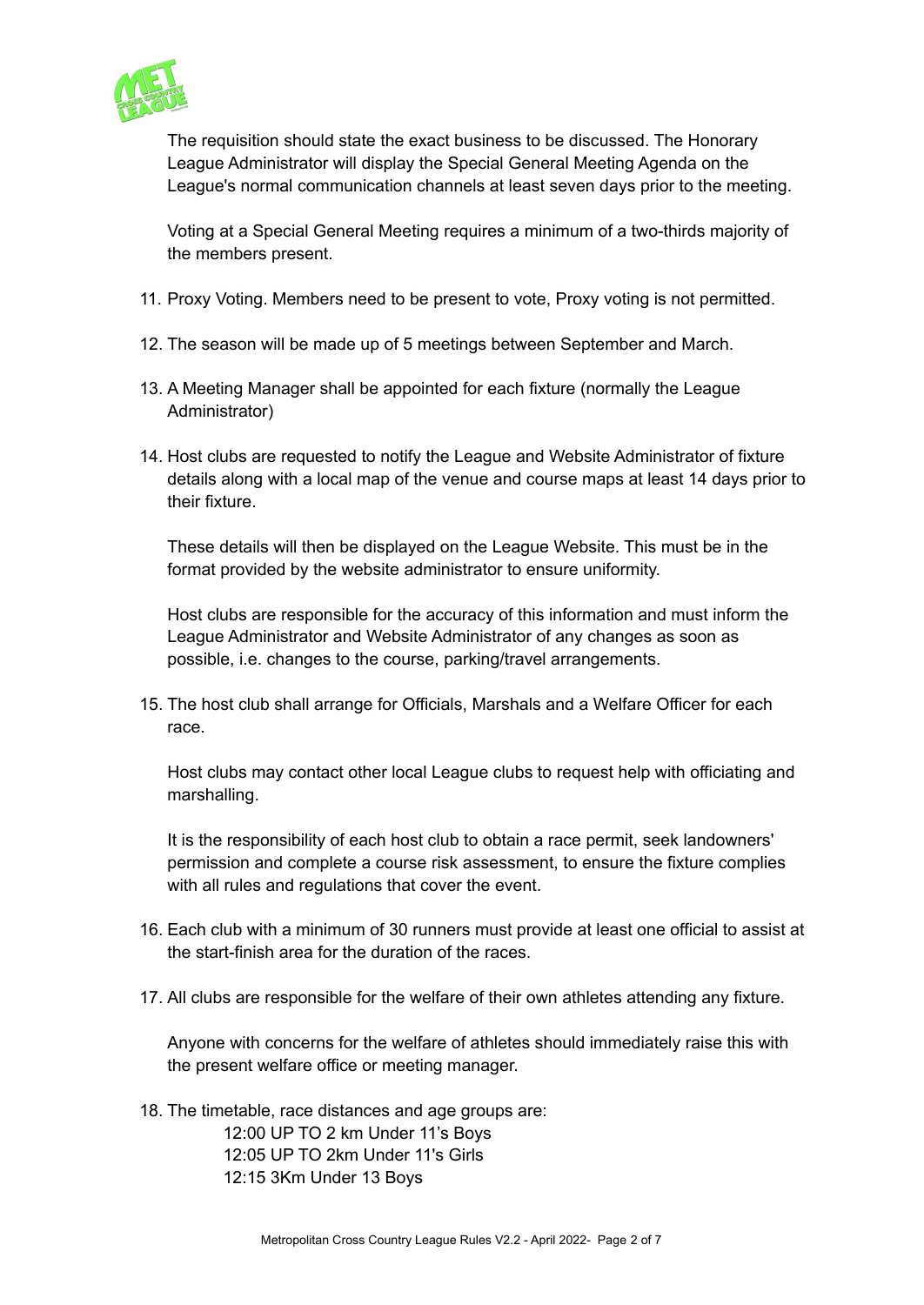The requisition should state the exact business to be discussed. The Honorary League Administrator will display the Special General Meeting Agenda on the League's normal communication channels at least seven days prior to the meeting.

Voting at a Special General Meeting requires a minimum of a two-thirds majority of the members present.

11. Proxy Voting. Members need to be present to vote, Proxy voting is not permitted.

12. The season will be made up of 5 meetings between September and March.

13. A Meeting Manager shall be appointed for each fixture (normally the League Administrator)

14. Host clubs are requested to notify the League and Website Administrator of fixture details along with a local map of the venue and course maps at least 14 days prior to their fixture.

    These details will then be displayed on the League Website. This must be in the format provided by the website administrator to ensure uniformity.

    Host clubs are responsible for the accuracy of this information and must inform the League Administrator and Website Administrator of any changes as soon as possible, i.e. changes to the course, parking/travel arrangements.

15. The host club shall arrange for Officials, Marshals and a Welfare Officer for each race.

    Host clubs may contact other local League clubs to request help with officiating and marshalling.

    It is the responsibility of each host club to obtain a race permit, seek landowners' permission and complete a course risk assessment, to ensure the fixture complies with all rules and regulations that cover the event.

16. Each club with a minimum of 30 runners must provide at least one official to assist at the start-finish area for the duration of the races.

17. All clubs are responsible for the welfare of their own athletes attending any fixture.

    Anyone with concerns for the welfare of athletes should immediately raise this with the present welfare office or meeting manager.

18. The timetable, race distances and age groups are:
    12:00 UP TO 2 km Under 11's Boys
    12:05 UP TO 2km Under 11's Girls
    12:15 3Km Under 13 Boys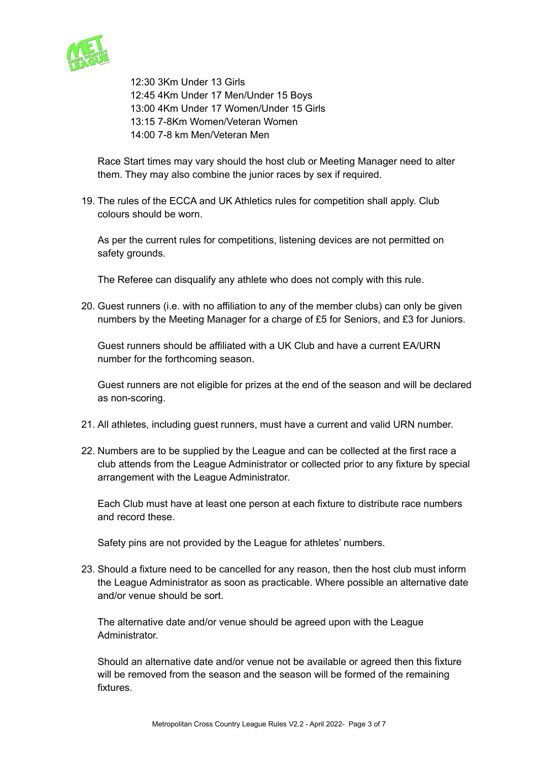12:30 3Km Under 13 Girls
12:45 4Km Under 17 Men/Under 15 Boys
13:00 4Km Under 17 Women/Under 15 Girls
13:15 7-8Km Women/Veteran Women
14:00 7-8 km Men/Veteran Men

Race Start times may vary should the host club or Meeting Manager need to alter them. They may also combine the junior races by sex if required.

19. The rules of the ECCA and UK Athletics rules for competition shall apply. Club colours should be worn.

    As per the current rules for competitions, listening devices are not permitted on safety grounds.

    The Referee can disqualify any athlete who does not comply with this rule.

20. Guest runners (i.e. with no affiliation to any of the member clubs) can only be given numbers by the Meeting Manager for a charge of £5 for Seniors, and £3 for Juniors.

    Guest runners should be affiliated with a UK Club and have a current EA/URN number for the forthcoming season.

    Guest runners are not eligible for prizes at the end of the season and will be declared as non-scoring.

21. All athletes, including guest runners, must have a current and valid URN number.

22. Numbers are to be supplied by the League and can be collected at the first race a club attends from the League Administrator or collected prior to any fixture by special arrangement with the League Administrator.

    Each Club must have at least one person at each fixture to distribute race numbers and record these.

    Safety pins are not provided by the League for athletes' numbers.

23. Should a fixture need to be cancelled for any reason, then the host club must inform the League Administrator as soon as practicable. Where possible an alternative date and/or venue should be sort.

    The alternative date and/or venue should be agreed upon with the League Administrator.

    Should an alternative date and/or venue not be available or agreed then this fixture will be removed from the season and the season will be formed of the remaining fixtures.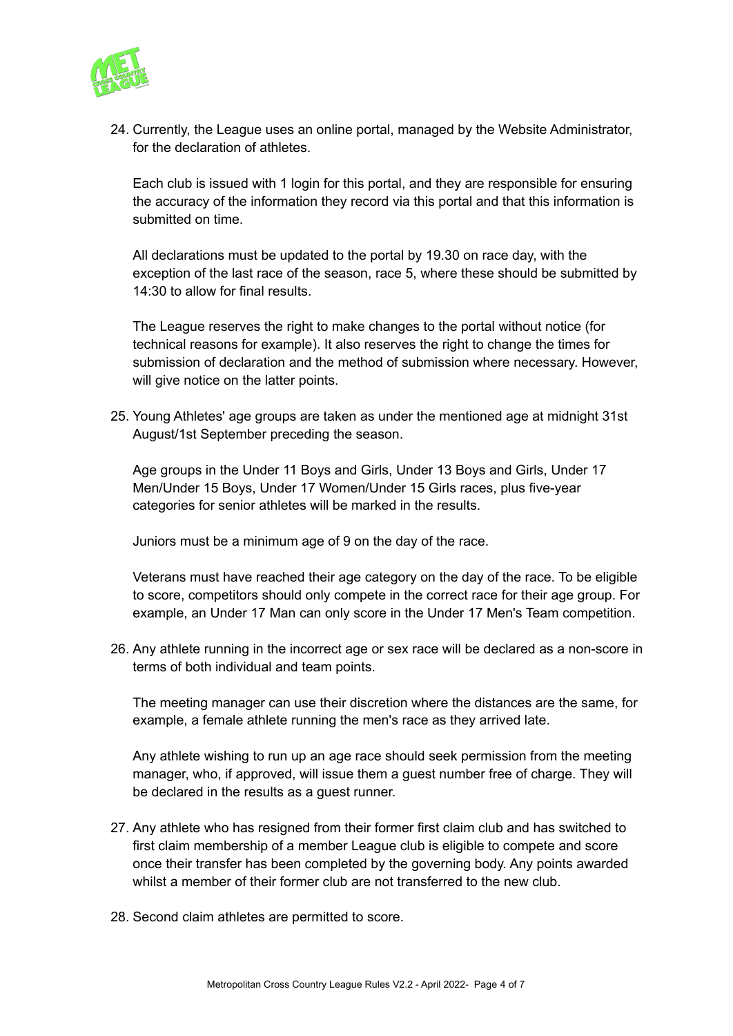24. Currently, the League uses an online portal, managed by the Website Administrator, for the declaration of athletes.

    Each club is issued with 1 login for this portal, and they are responsible for ensuring the accuracy of the information they record via this portal and that this information is submitted on time.

    All declarations must be updated to the portal by 19.30 on race day, with the exception of the last race of the season, race 5, where these should be submitted by 14:30 to allow for final results.

    The League reserves the right to make changes to the portal without notice (for technical reasons for example). It also reserves the right to change the times for submission of declaration and the method of submission where necessary. However, will give notice on the latter points.

25. Young Athletes' age groups are taken as under the mentioned age at midnight 31st August/1st September preceding the season.

    Age groups in the Under 11 Boys and Girls, Under 13 Boys and Girls, Under 17 Men/Under 15 Boys, Under 17 Women/Under 15 Girls races, plus five-year categories for senior athletes will be marked in the results.

    Juniors must be a minimum age of 9 on the day of the race.

    Veterans must have reached their age category on the day of the race. To be eligible to score, competitors should only compete in the correct race for their age group. For example, an Under 17 Man can only score in the Under 17 Men's Team competition.

26. Any athlete running in the incorrect age or sex race will be declared as a non-score in terms of both individual and team points.

    The meeting manager can use their discretion where the distances are the same, for example, a female athlete running the men's race as they arrived late.

    Any athlete wishing to run up an age race should seek permission from the meeting manager, who, if approved, will issue them a guest number free of charge. They will be declared in the results as a guest runner.

27. Any athlete who has resigned from their former first claim club and has switched to first claim membership of a member League club is eligible to compete and score once their transfer has been completed by the governing body. Any points awarded whilst a member of their former club are not transferred to the new club.

28. Second claim athletes are permitted to score.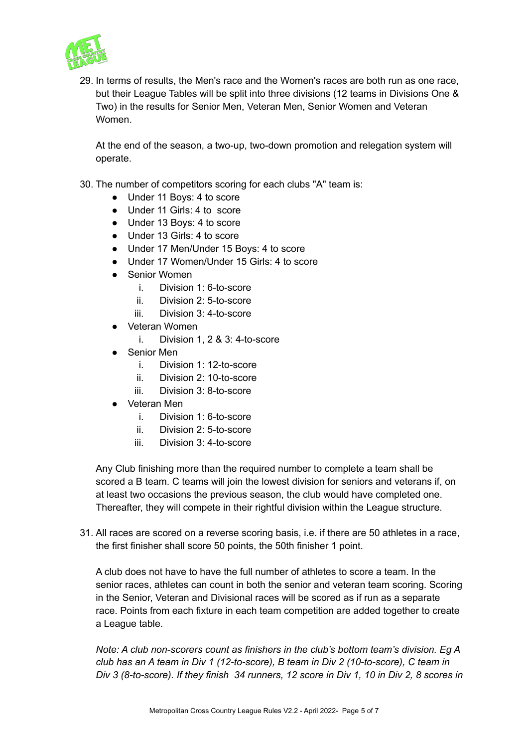29. In terms of results, the Men's race and the Women's races are both run as one race, but their League Tables will be split into three divisions (12 teams in Divisions One & Two) in the results for Senior Men, Veteran Men, Senior Women and Veteran Women.

    At the end of the season, a two-up, two-down promotion and relegation system will operate.

30. The number of competitors scoring for each clubs "A" team is:
    - Under 11 Boys: 4 to score
    - Under 11 Girls: 4 to score
    - Under 13 Boys: 4 to score
    - Under 13 Girls: 4 to score
    - Under 17 Men/Under 15 Boys: 4 to score
    - Under 17 Women/Under 15 Girls: 4 to score
    - Senior Women
        1. Division 1: 6-to-score
        2. Division 2: 5-to-score
        3. Division 3: 4-to-score
    - Veteran Women
        1. Division 1, 2 & 3: 4-to-score
    - Senior Men
        1. Division 1: 12-to-score
        2. Division 2: 10-to-score
        3. Division 3: 8-to-score
    - Veteran Men
        1. Division 1: 6-to-score
        2. Division 2: 5-to-score
        3. Division 3: 4-to-score

    Any Club finishing more than the required number to complete a team shall be scored a B team. C teams will join the lowest division for seniors and veterans if, on at least two occasions the previous season, the club would have completed one. Thereafter, they will compete in their rightful division within the League structure.

31. All races are scored on a reverse scoring basis, i.e. if there are 50 athletes in a race, the first finisher shall score 50 points, the 50th finisher 1 point.

    A club does not have to have the full number of athletes to score a team. In the senior races, athletes can count in both the senior and veteran team scoring. Scoring in the Senior, Veteran and Divisional races will be scored as if run as a separate race. Points from each fixture in each team competition are added together to create a League table.

    *Note: A club non-scorers count as finishers in the club's bottom team's division. Eg A club has an A team in Div 1 (12-to-score), B team in Div 2 (10-to-score), C team in Div 3 (8-to-score). If they finish 34 runners, 12 score in Div 1, 10 in Div 2, 8 scores in*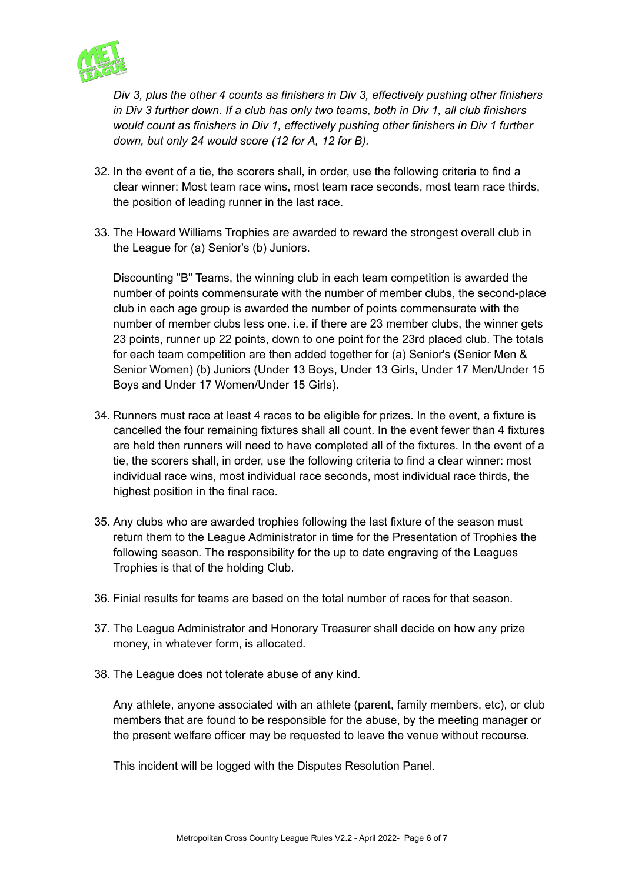*Div 3, plus the other 4 counts as finishers in Div 3, effectively pushing other finishers in Div 3 further down. If a club has only two teams, both in Div 1, all club finishers would count as finishers in Div 1, effectively pushing other finishers in Div 1 further down, but only 24 would score (12 for A, 12 for B).*

32. In the event of a tie, the scorers shall, in order, use the following criteria to find a clear winner: Most team race wins, most team race seconds, most team race thirds, the position of leading runner in the last race.

33. The Howard Williams Trophies are awarded to reward the strongest overall club in the League for (a) Senior's (b) Juniors.

    Discounting "B" Teams, the winning club in each team competition is awarded the number of points commensurate with the number of member clubs, the second-place club in each age group is awarded the number of points commensurate with the number of member clubs less one. i.e. if there are 23 member clubs, the winner gets 23 points, runner up 22 points, down to one point for the 23rd placed club. The totals for each team competition are then added together for (a) Senior's (Senior Men & Senior Women) (b) Juniors (Under 13 Boys, Under 13 Girls, Under 17 Men/Under 15 Boys and Under 17 Women/Under 15 Girls).

34. Runners must race at least 4 races to be eligible for prizes. In the event, a fixture is cancelled the four remaining fixtures shall all count. In the event fewer than 4 fixtures are held then runners will need to have completed all of the fixtures. In the event of a tie, the scorers shall, in order, use the following criteria to find a clear winner: most individual race wins, most individual race seconds, most individual race thirds, the highest position in the final race.

35. Any clubs who are awarded trophies following the last fixture of the season must return them to the League Administrator in time for the Presentation of Trophies the following season. The responsibility for the up to date engraving of the Leagues Trophies is that of the holding Club.

36. Finial results for teams are based on the total number of races for that season.

37. The League Administrator and Honorary Treasurer shall decide on how any prize money, in whatever form, is allocated.

38. The League does not tolerate abuse of any kind.

    Any athlete, anyone associated with an athlete (parent, family members, etc), or club members that are found to be responsible for the abuse, by the meeting manager or the present welfare officer may be requested to leave the venue without recourse.

    This incident will be logged with the Disputes Resolution Panel.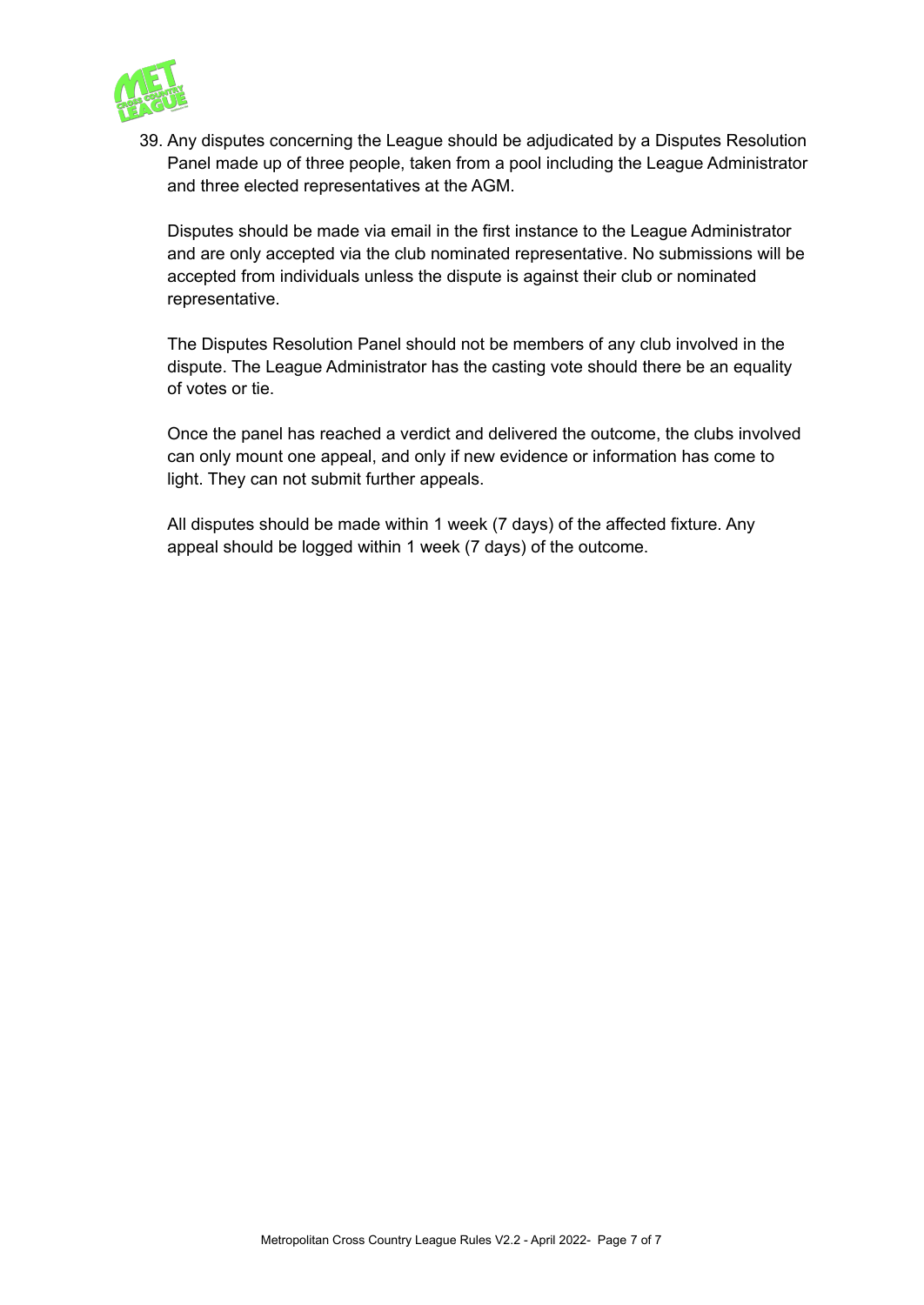39. Any disputes concerning the League should be adjudicated by a Disputes Resolution Panel made up of three people, taken from a pool including the League Administrator and three elected representatives at the AGM.

    Disputes should be made via email in the first instance to the League Administrator and are only accepted via the club nominated representative. No submissions will be accepted from individuals unless the dispute is against their club or nominated representative.

    The Disputes Resolution Panel should not be members of any club involved in the dispute. The League Administrator has the casting vote should there be an equality of votes or tie.

    Once the panel has reached a verdict and delivered the outcome, the clubs involved can only mount one appeal, and only if new evidence or information has come to light. They can not submit further appeals.

    All disputes should be made within 1 week (7 days) of the affected fixture. Any appeal should be logged within 1 week (7 days) of the outcome.